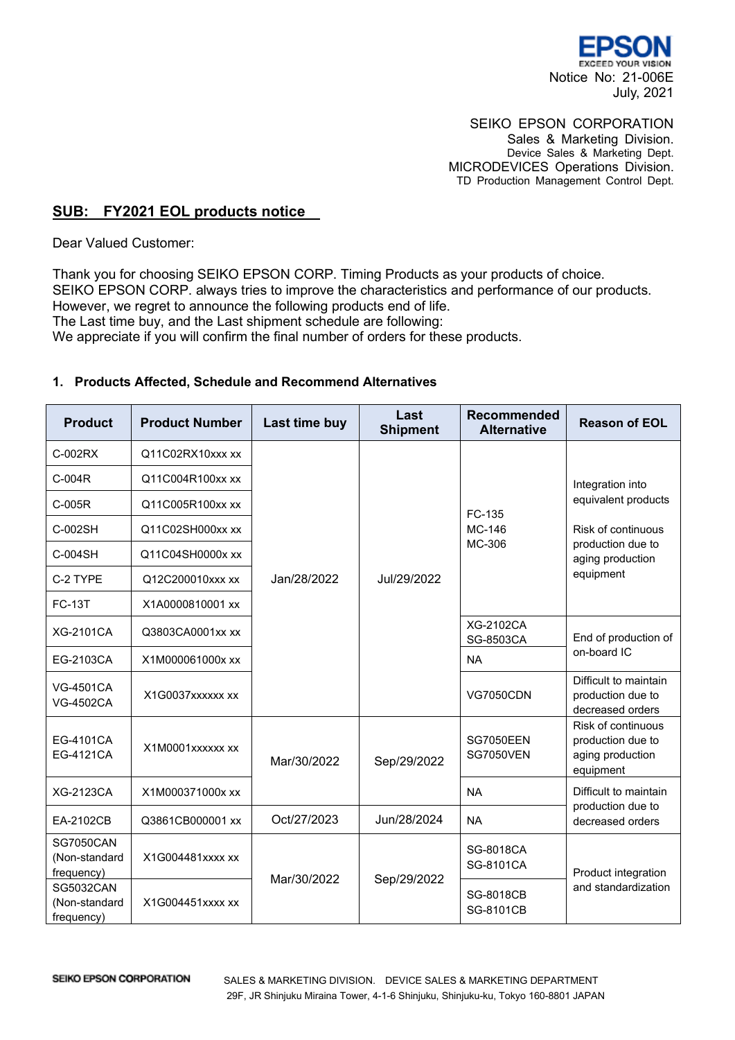EPSON
EXCEED YOUR VISION

Notice No: 21-006E
July, 2021

SEIKO EPSON CORPORATION
Sales & Marketing Division.
Device Sales & Marketing Dept.
MICRODEVICES Operations Division.
TD Production Management Control Dept.

## SUB: FY2021 EOL products notice

Dear Valued Customer:

Thank you for choosing SEIKO EPSON CORP. Timing Products as your products of choice.
SEIKO EPSON CORP. always tries to improve the characteristics and performance of our products.
However, we regret to announce the following products end of life.
The Last time buy, and the Last shipment schedule are following:
We appreciate if you will confirm the final number of orders for these products.

### 1. Products Affected, Schedule and Recommend Alternatives

| Product | Product Number | Last time buy | Last Shipment | Recommended Alternative | Reason of EOL |
|---|---|---|---|---|---|
| C-002RX | Q11C02RX10xxx xx | Jan/28/2022 | Jul/29/2022 | FC-135 MC-146 MC-306 | Integration into equivalent products Risk of continuous production due to aging production equipment |
| C-004R | Q11C004R100xx xx | | | | |
| C-005R | Q11C005R100xx xx | | | | |
| C-002SH | Q11C02SH000xx xx | | | | |
| C-004SH | Q11C04SH0000x xx | | | | |
| C-2 TYPE | Q12C200010xxx xx | | | | |
| FC-13T | X1A0000810001 xx | | | | |
| XG-2101CA | Q3803CA0001xx xx | | | XG-2102CA SG-8503CA | End of production of on-board IC |
| EG-2103CA | X1M000061000x xx | | | NA | |
| VG-4501CA VG-4502CA | X1G0037xxxxxx xx | | | VG7050CDN | Difficult to maintain production due to decreased orders |
| EG-4101CA EG-4121CA | X1M0001xxxxxx xx | Mar/30/2022 | Sep/29/2022 | SG7050EEN SG7050VEN | Risk of continuous production due to aging production equipment |
| XG-2123CA | X1M000371000x xx | | | NA | Difficult to maintain production due to decreased orders |
| EA-2102CB | Q3861CB000001 xx | Oct/27/2023 | Jun/28/2024 | NA | |
| SG7050CAN (Non-standard frequency) | X1G004481xxxx xx | Mar/30/2022 | Sep/29/2022 | SG-8018CA SG-8101CA | Product integration and standardization |
| SG5032CAN (Non-standard frequency) | X1G004451xxxx xx | | | SG-8018CB SG-8101CB | |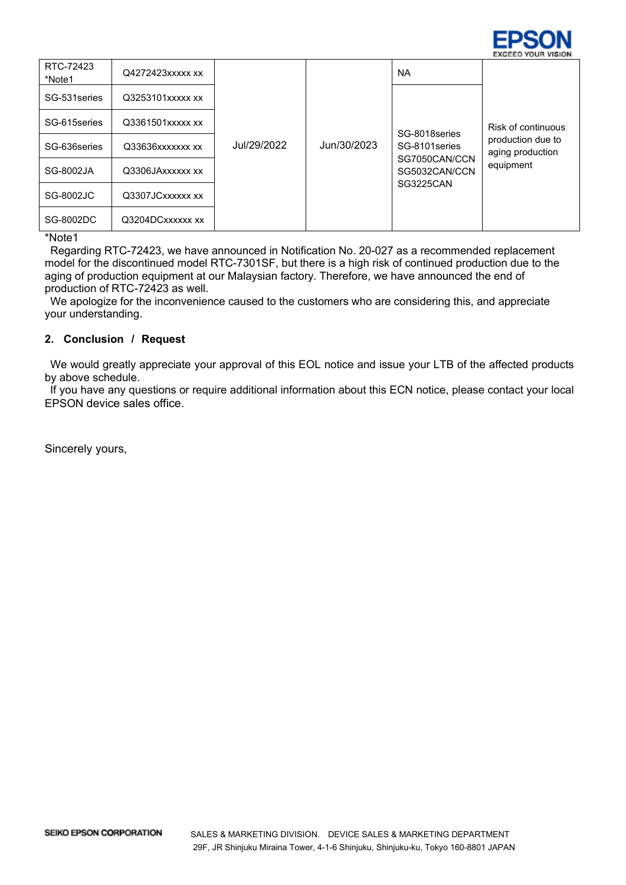| | | | | | |
|---|---|---|---|---|---|
| RTC-72423 *Note1 | Q4272423xxxxx xx | Jul/29/2022 | Jun/30/2023 | NA | Risk of continuous production due to aging production equipment |
| SG-531series | Q3253101xxxxx xx | | | SG-8018series SG-8101series SG7050CAN/CCN SG5032CAN/CCN SG3225CAN | |
| SG-615series | Q3361501xxxxx xx | | | | |
| SG-636series | Q33636xxxxxxx xx | | | | |
| SG-8002JA | Q3306JAxxxxxx xx | | | | |
| SG-8002JC | Q3307JCxxxxxx xx | | | | |
| SG-8002DC | Q3204DCxxxxxx xx | | | | |

*Note1

Regarding RTC-72423, we have announced in Notification No. 20-027 as a recommended replacement model for the discontinued model RTC-7301SF, but there is a high risk of continued production due to the aging of production equipment at our Malaysian factory. Therefore, we have announced the end of production of RTC-72423 as well.

We apologize for the inconvenience caused to the customers who are considering this, and appreciate your understanding.

## 2. Conclusion / Request

We would greatly appreciate your approval of this EOL notice and issue your LTB of the affected products by above schedule.

If you have any questions or require additional information about this ECN notice, please contact your local EPSON device sales office.

Sincerely yours,

SEIKO EPSON CORPORATION SALES & MARKETING DIVISION. DEVICE SALES & MARKETING DEPARTMENT
29F, JR Shinjuku Miraina Tower, 4-1-6 Shinjuku, Shinjuku-ku, Tokyo 160-8801 JAPAN